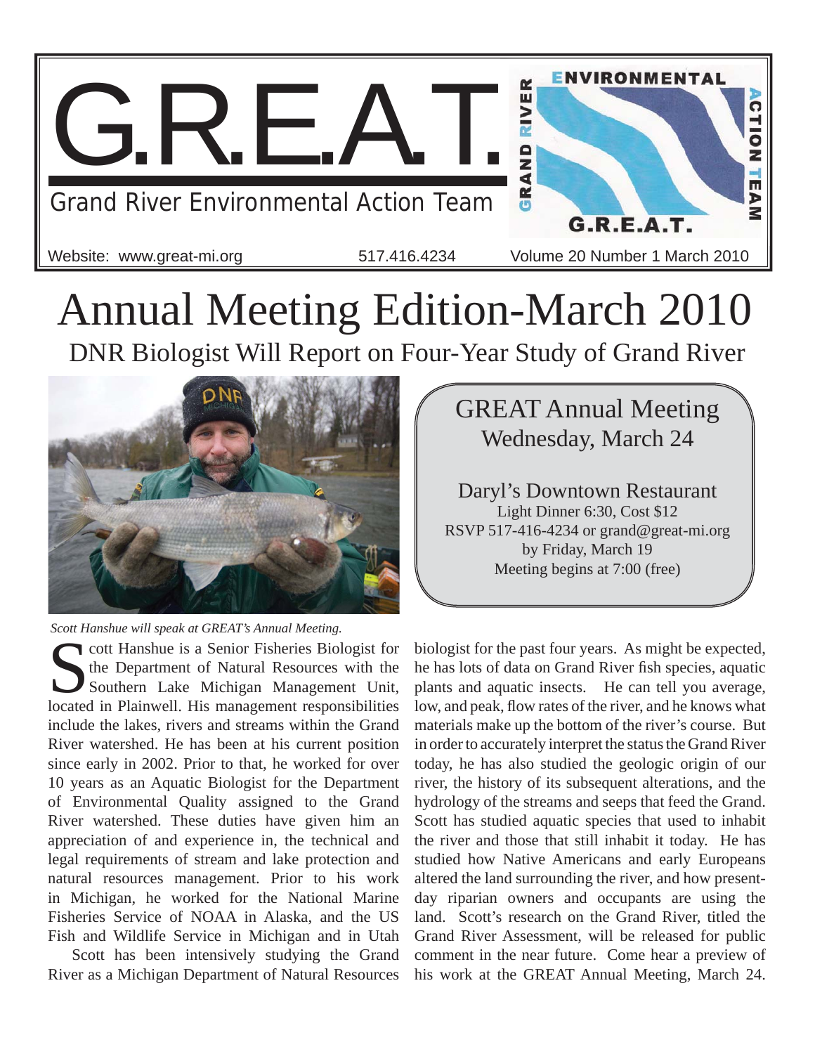# G.R.E.A.T.

Grand River Environmental Action Team

Website: www.great-mi.org 517.416.4234 Volume 20 Number 1 March 2010

# Annual Meeting Edition-March 2010

## DNR Biologist Will Report on Four-Year Study of Grand River

*Scott Hanshue will speak at GREAT's Annual Meeting.*

**GREAT Annual Meeting**
**Wednesday, March 24**

Daryl's Downtown Restaurant
Light Dinner 6:30, Cost $12
RSVP 517-416-4234 or grand@great-mi.org
by Friday, March 19
Meeting begins at 7:00 (free)

Scott Hanshue is a Senior Fisheries Biologist for the Department of Natural Resources with the Southern Lake Michigan Management Unit, located in Plainwell. His management responsibilities include the lakes, rivers and streams within the Grand River watershed. He has been at his current position since early in 2002. Prior to that, he worked for over 10 years as an Aquatic Biologist for the Department of Environmental Quality assigned to the Grand River watershed. These duties have given him an appreciation of and experience in, the technical and legal requirements of stream and lake protection and natural resources management. Prior to his work in Michigan, he worked for the National Marine Fisheries Service of NOAA in Alaska, and the US Fish and Wildlife Service in Michigan and in Utah

Scott has been intensively studying the Grand River as a Michigan Department of Natural Resources biologist for the past four years. As might be expected, he has lots of data on Grand River fish species, aquatic plants and aquatic insects. He can tell you average, low, and peak, flow rates of the river, and he knows what materials make up the bottom of the river's course. But in order to accurately interpret the status the Grand River today, he has also studied the geologic origin of our river, the history of its subsequent alterations, and the hydrology of the streams and seeps that feed the Grand. Scott has studied aquatic species that used to inhabit the river and those that still inhabit it today. He has studied how Native Americans and early Europeans altered the land surrounding the river, and how present-day riparian owners and occupants are using the land. Scott's research on the Grand River, titled the Grand River Assessment, will be released for public comment in the near future. Come hear a preview of his work at the GREAT Annual Meeting, March 24.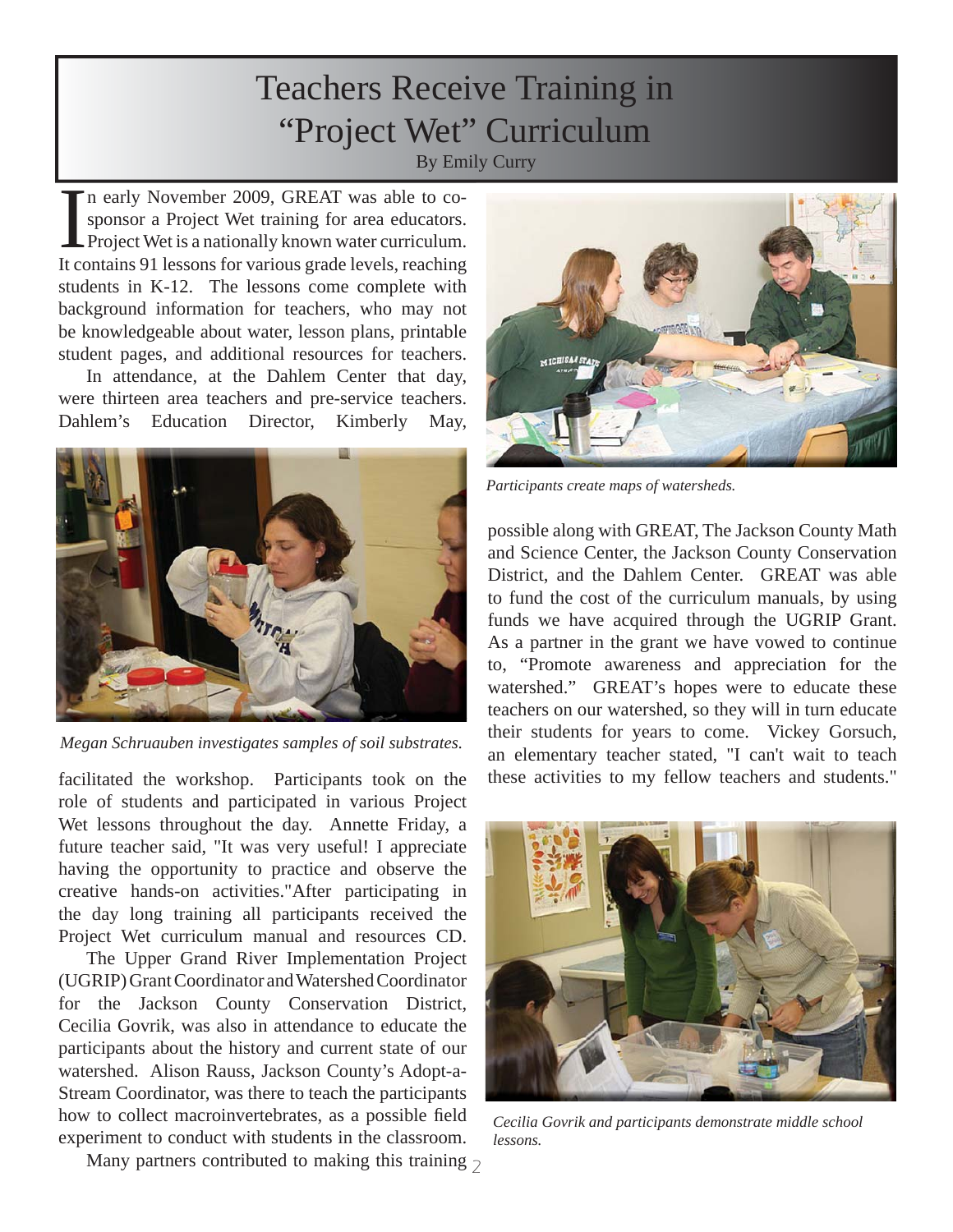# Teachers Receive Training in "Project Wet" Curriculum

By Emily Curry

In early November 2009, GREAT was able to co-sponsor a Project Wet training for area educators. Project Wet is a nationally known water curriculum. It contains 91 lessons for various grade levels, reaching students in K-12. The lessons come complete with background information for teachers, who may not be knowledgeable about water, lesson plans, printable student pages, and additional resources for teachers.

In attendance, at the Dahlem Center that day, were thirteen area teachers and pre-service teachers. Dahlem's Education Director, Kimberly May, facilitated the workshop. Participants took on the role of students and participated in various Project Wet lessons throughout the day. Annette Friday, a future teacher said, "It was very useful! I appreciate having the opportunity to practice and observe the creative hands-on activities."After participating in the day long training all participants received the Project Wet curriculum manual and resources CD.

*Megan Schruauben investigates samples of soil substrates.*

The Upper Grand River Implementation Project (UGRIP) Grant Coordinator and Watershed Coordinator for the Jackson County Conservation District, Cecilia Govrik, was also in attendance to educate the participants about the history and current state of our watershed. Alison Rauss, Jackson County's Adopt-a-Stream Coordinator, was there to teach the participants how to collect macroinvertebrates, as a possible field experiment to conduct with students in the classroom.

Many partners contributed to making this training possible along with GREAT, The Jackson County Math and Science Center, the Jackson County Conservation District, and the Dahlem Center. GREAT was able to fund the cost of the curriculum manuals, by using funds we have acquired through the UGRIP Grant. As a partner in the grant we have vowed to continue to, "Promote awareness and appreciation for the watershed." GREAT's hopes were to educate these teachers on our watershed, so they will in turn educate their students for years to come. Vickey Gorsuch, an elementary teacher stated, "I can't wait to teach these activities to my fellow teachers and students."

*Participants create maps of watersheds.*

*Cecilia Govrik and participants demonstrate middle school lessons.*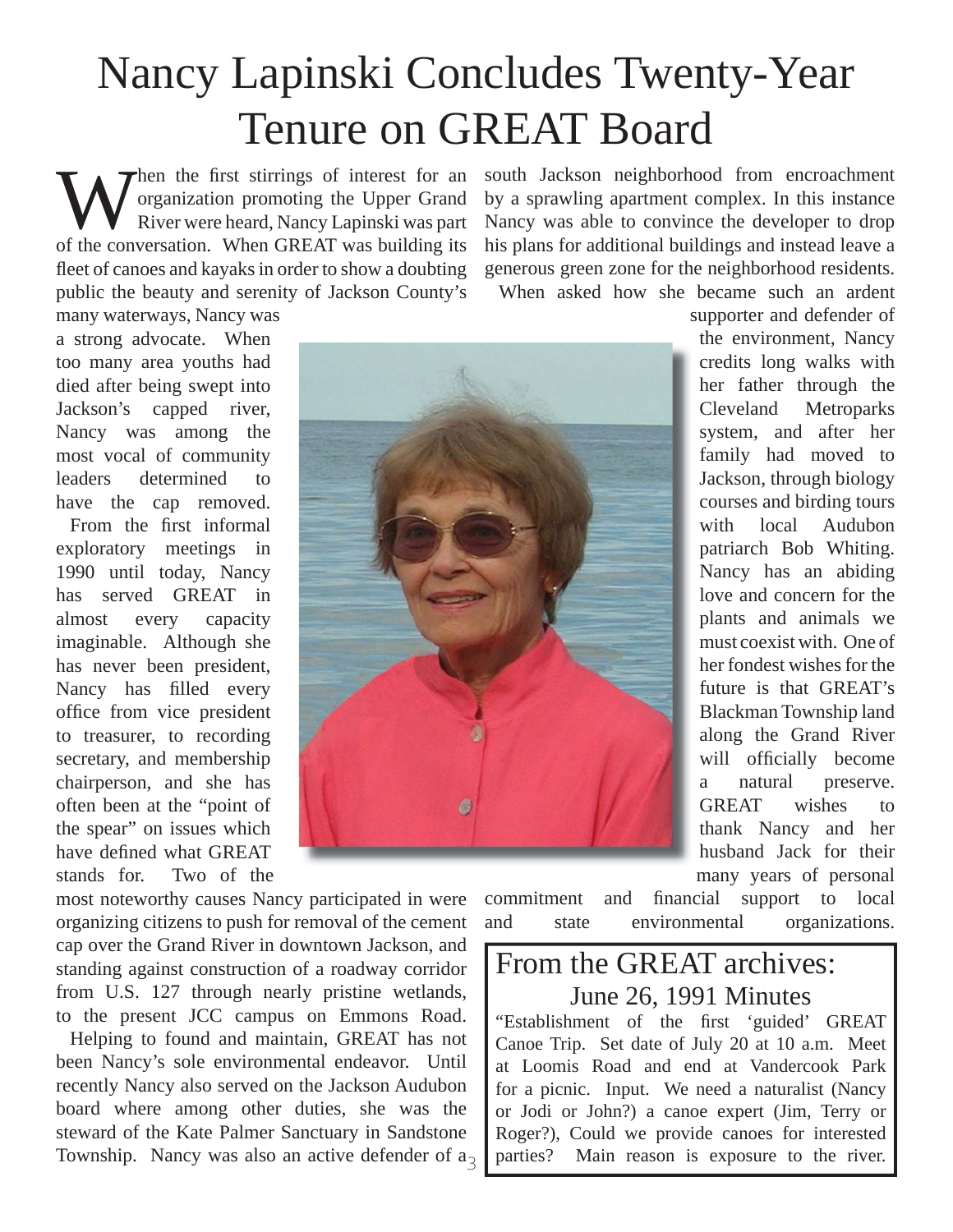# Nancy Lapinski Concludes Twenty-Year Tenure on GREAT Board

When the first stirrings of interest for an organization promoting the Upper Grand River were heard, Nancy Lapinski was part of the conversation. When GREAT was building its fleet of canoes and kayaks in order to show a doubting public the beauty and serenity of Jackson County's many waterways, Nancy was a strong advocate. When too many area youths had died after being swept into Jackson's capped river, Nancy was among the most vocal of community leaders determined to have the cap removed.

From the first informal exploratory meetings in 1990 until today, Nancy has served GREAT in almost every capacity imaginable. Although she has never been president, Nancy has filled every office from vice president to treasurer, to recording secretary, and membership chairperson, and she has often been at the "point of the spear" on issues which have defined what GREAT stands for. Two of the most noteworthy causes Nancy participated in were organizing citizens to push for removal of the cement cap over the Grand River in downtown Jackson, and standing against construction of a roadway corridor from U.S. 127 through nearly pristine wetlands, to the present JCC campus on Emmons Road.

Helping to found and maintain, GREAT has not been Nancy's sole environmental endeavor. Until recently Nancy also served on the Jackson Audubon board where among other duties, she was the steward of the Kate Palmer Sanctuary in Sandstone Township. Nancy was also an active defender of a south Jackson neighborhood from encroachment by a sprawling apartment complex. In this instance Nancy was able to convince the developer to drop his plans for additional buildings and instead leave a generous green zone for the neighborhood residents.

When asked how she became such an ardent supporter and defender of the environment, Nancy credits long walks with her father through the Cleveland Metroparks system, and after her family had moved to Jackson, through biology courses and birding tours with local Audubon patriarch Bob Whiting. Nancy has an abiding love and concern for the plants and animals we must coexist with. One of her fondest wishes for the future is that GREAT's Blackman Township land along the Grand River will officially become a natural preserve. GREAT wishes to thank Nancy and her husband Jack for their many years of personal commitment and financial support to local and state environmental organizations.

## From the GREAT archives:

### June 26, 1991 Minutes

"Establishment of the first 'guided' GREAT Canoe Trip. Set date of July 20 at 10 a.m. Meet at Loomis Road and end at Vandercook Park for a picnic. Input. We need a naturalist (Nancy or Jodi or John?) a canoe expert (Jim, Terry or Roger?), Could we provide canoes for interested parties? Main reason is exposure to the river.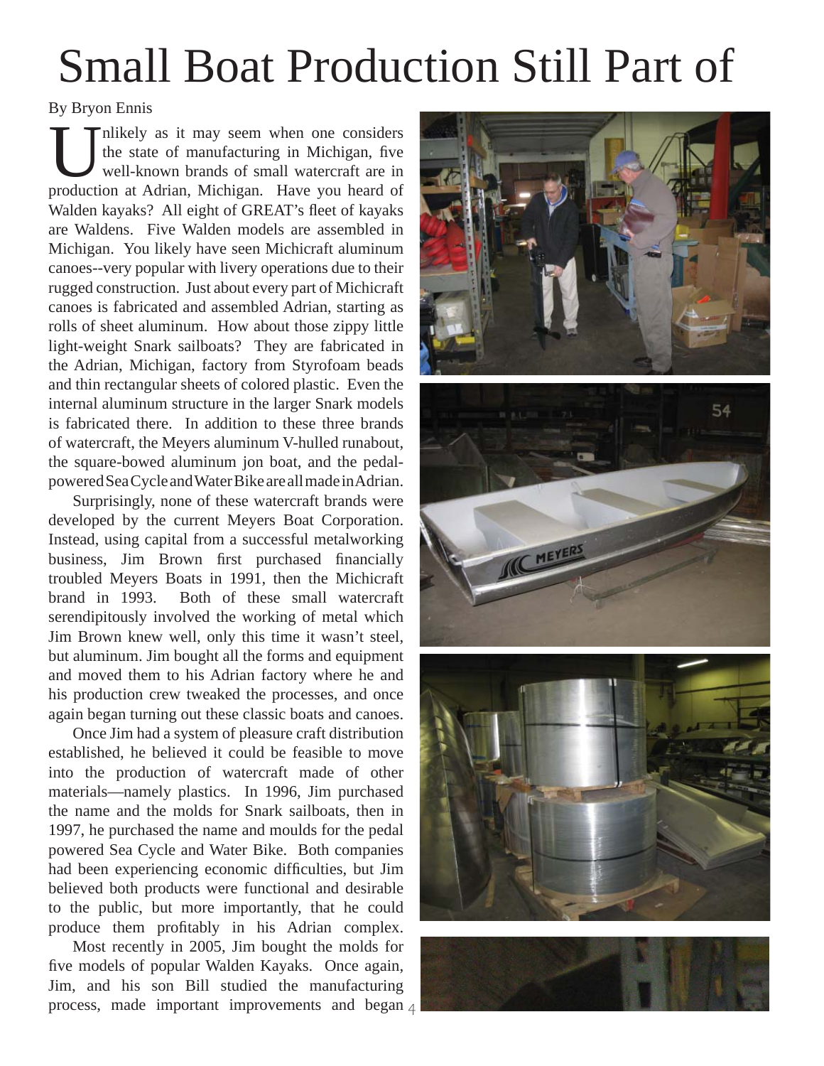# Small Boat Production Still Part of

By Bryon Ennis

Unlikely as it may seem when one considers the state of manufacturing in Michigan, five well-known brands of small watercraft are in production at Adrian, Michigan. Have you heard of Walden kayaks? All eight of GREAT's fleet of kayaks are Waldens. Five Walden models are assembled in Michigan. You likely have seen Michicraft aluminum canoes--very popular with livery operations due to their rugged construction. Just about every part of Michicraft canoes is fabricated and assembled Adrian, starting as rolls of sheet aluminum. How about those zippy little light-weight Snark sailboats? They are fabricated in the Adrian, Michigan, factory from Styrofoam beads and thin rectangular sheets of colored plastic. Even the internal aluminum structure in the larger Snark models is fabricated there. In addition to these three brands of watercraft, the Meyers aluminum V-hulled runabout, the square-bowed aluminum jon boat, and the pedal-powered Sea Cycle and Water Bike are all made in Adrian.

Surprisingly, none of these watercraft brands were developed by the current Meyers Boat Corporation. Instead, using capital from a successful metalworking business, Jim Brown first purchased financially troubled Meyers Boats in 1991, then the Michicraft brand in 1993. Both of these small watercraft serendipitously involved the working of metal which Jim Brown knew well, only this time it wasn't steel, but aluminum. Jim bought all the forms and equipment and moved them to his Adrian factory where he and his production crew tweaked the processes, and once again began turning out these classic boats and canoes.

Once Jim had a system of pleasure craft distribution established, he believed it could be feasible to move into the production of watercraft made of other materials—namely plastics. In 1996, Jim purchased the name and the molds for Snark sailboats, then in 1997, he purchased the name and moulds for the pedal powered Sea Cycle and Water Bike. Both companies had been experiencing economic difficulties, but Jim believed both products were functional and desirable to the public, but more importantly, that he could produce them profitably in his Adrian complex.

Most recently in 2005, Jim bought the molds for five models of popular Walden Kayaks. Once again, Jim, and his son Bill studied the manufacturing process, made important improvements and began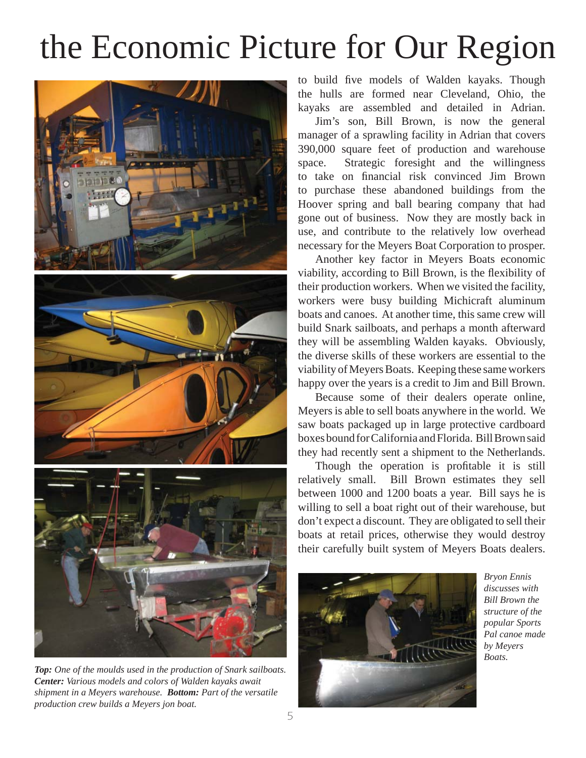# the Economic Picture for Our Region

to build five models of Walden kayaks. Though the hulls are formed near Cleveland, Ohio, the kayaks are assembled and detailed in Adrian.

Jim's son, Bill Brown, is now the general manager of a sprawling facility in Adrian that covers 390,000 square feet of production and warehouse space. Strategic foresight and the willingness to take on financial risk convinced Jim Brown to purchase these abandoned buildings from the Hoover spring and ball bearing company that had gone out of business. Now they are mostly back in use, and contribute to the relatively low overhead necessary for the Meyers Boat Corporation to prosper.

Another key factor in Meyers Boats economic viability, according to Bill Brown, is the flexibility of their production workers. When we visited the facility, workers were busy building Michicraft aluminum boats and canoes. At another time, this same crew will build Snark sailboats, and perhaps a month afterward they will be assembling Walden kayaks. Obviously, the diverse skills of these workers are essential to the viability of Meyers Boats. Keeping these same workers happy over the years is a credit to Jim and Bill Brown.

Because some of their dealers operate online, Meyers is able to sell boats anywhere in the world. We saw boats packaged up in large protective cardboard boxes bound for California and Florida. Bill Brown said they had recently sent a shipment to the Netherlands.

Though the operation is profitable it is still relatively small. Bill Brown estimates they sell between 1000 and 1200 boats a year. Bill says he is willing to sell a boat right out of their warehouse, but don't expect a discount. They are obligated to sell their boats at retail prices, otherwise they would destroy their carefully built system of Meyers Boats dealers.

***Top:** One of the moulds used in the production of Snark sailboats. **Center:** Various models and colors of Walden kayaks await shipment in a Meyers warehouse. **Bottom:** Part of the versatile production crew builds a Meyers jon boat.*

*Bryon Ennis discusses with Bill Brown the structure of the popular Sports Pal canoe made by Meyers Boats.*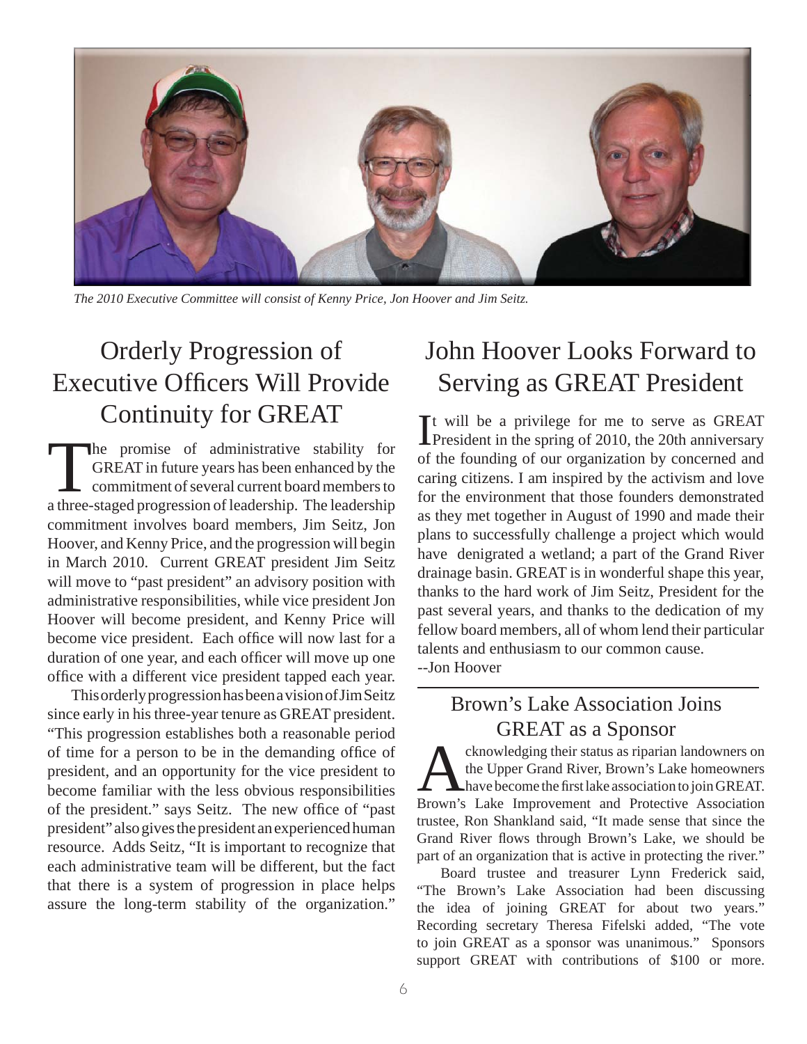*The 2010 Executive Committee will consist of Kenny Price, Jon Hoover and Jim Seitz.*

## Orderly Progression of Executive Officers Will Provide Continuity for GREAT

The promise of administrative stability for GREAT in future years has been enhanced by the commitment of several current board members to a three-staged progression of leadership. The leadership commitment involves board members, Jim Seitz, Jon Hoover, and Kenny Price, and the progression will begin in March 2010. Current GREAT president Jim Seitz will move to "past president" an advisory position with administrative responsibilities, while vice president Jon Hoover will become president, and Kenny Price will become vice president. Each office will now last for a duration of one year, and each officer will move up one office with a different vice president tapped each year.

This orderly progression has been a vision of Jim Seitz since early in his three-year tenure as GREAT president. "This progression establishes both a reasonable period of time for a person to be in the demanding office of president, and an opportunity for the vice president to become familiar with the less obvious responsibilities of the president." says Seitz. The new office of "past president" also gives the president an experienced human resource. Adds Seitz, "It is important to recognize that each administrative team will be different, but the fact that there is a system of progression in place helps assure the long-term stability of the organization."

## John Hoover Looks Forward to Serving as GREAT President

It will be a privilege for me to serve as GREAT President in the spring of 2010, the 20th anniversary of the founding of our organization by concerned and caring citizens. I am inspired by the activism and love for the environment that those founders demonstrated as they met together in August of 1990 and made their plans to successfully challenge a project which would have denigrated a wetland; a part of the Grand River drainage basin. GREAT is in wonderful shape this year, thanks to the hard work of Jim Seitz, President for the past several years, and thanks to the dedication of my fellow board members, all of whom lend their particular talents and enthusiasm to our common cause.

--Jon Hoover

## Brown's Lake Association Joins GREAT as a Sponsor

Acknowledging their status as riparian landowners on the Upper Grand River, Brown's Lake homeowners have become the first lake association to join GREAT. Brown's Lake Improvement and Protective Association trustee, Ron Shankland said, "It made sense that since the Grand River flows through Brown's Lake, we should be part of an organization that is active in protecting the river."

Board trustee and treasurer Lynn Frederick said, "The Brown's Lake Association had been discussing the idea of joining GREAT for about two years." Recording secretary Theresa Fifelski added, "The vote to join GREAT as a sponsor was unanimous." Sponsors support GREAT with contributions of $100 or more.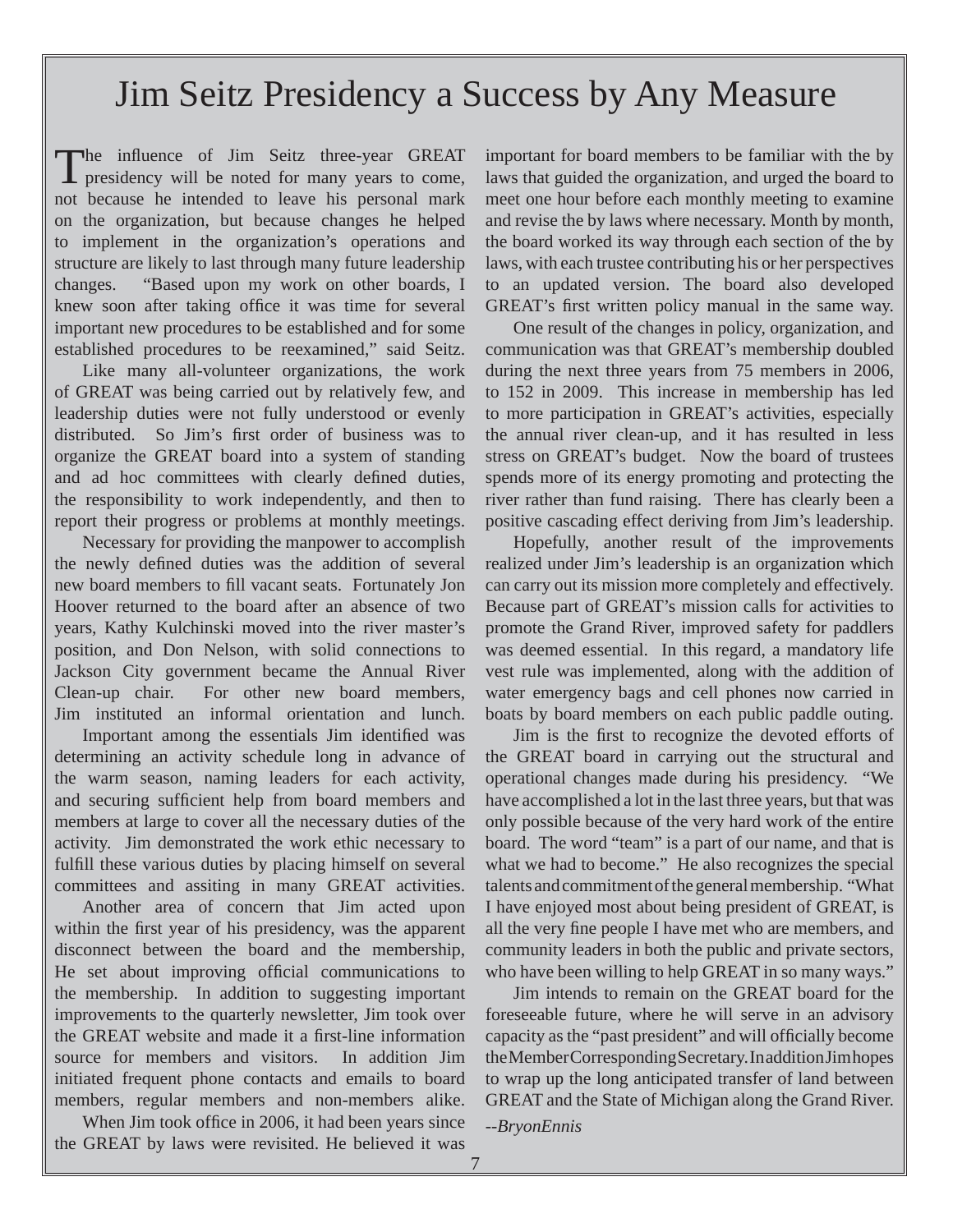# Jim Seitz Presidency a Success by Any Measure

The influence of Jim Seitz three-year GREAT presidency will be noted for many years to come, not because he intended to leave his personal mark on the organization, but because changes he helped to implement in the organization's operations and structure are likely to last through many future leadership changes. "Based upon my work on other boards, I knew soon after taking office it was time for several important new procedures to be established and for some established procedures to be reexamined," said Seitz.

Like many all-volunteer organizations, the work of GREAT was being carried out by relatively few, and leadership duties were not fully understood or evenly distributed. So Jim's first order of business was to organize the GREAT board into a system of standing and ad hoc committees with clearly defined duties, the responsibility to work independently, and then to report their progress or problems at monthly meetings.

Necessary for providing the manpower to accomplish the newly defined duties was the addition of several new board members to fill vacant seats. Fortunately Jon Hoover returned to the board after an absence of two years, Kathy Kulchinski moved into the river master's position, and Don Nelson, with solid connections to Jackson City government became the Annual River Clean-up chair. For other new board members, Jim instituted an informal orientation and lunch.

Important among the essentials Jim identified was determining an activity schedule long in advance of the warm season, naming leaders for each activity, and securing sufficient help from board members and members at large to cover all the necessary duties of the activity. Jim demonstrated the work ethic necessary to fulfill these various duties by placing himself on several committees and assiting in many GREAT activities.

Another area of concern that Jim acted upon within the first year of his presidency, was the apparent disconnect between the board and the membership, He set about improving official communications to the membership. In addition to suggesting important improvements to the quarterly newsletter, Jim took over the GREAT website and made it a first-line information source for members and visitors. In addition Jim initiated frequent phone contacts and emails to board members, regular members and non-members alike.

When Jim took office in 2006, it had been years since the GREAT by laws were revisited. He believed it was important for board members to be familiar with the by laws that guided the organization, and urged the board to meet one hour before each monthly meeting to examine and revise the by laws where necessary. Month by month, the board worked its way through each section of the by laws, with each trustee contributing his or her perspectives to an updated version. The board also developed GREAT's first written policy manual in the same way.

One result of the changes in policy, organization, and communication was that GREAT's membership doubled during the next three years from 75 members in 2006, to 152 in 2009. This increase in membership has led to more participation in GREAT's activities, especially the annual river clean-up, and it has resulted in less stress on GREAT's budget. Now the board of trustees spends more of its energy promoting and protecting the river rather than fund raising. There has clearly been a positive cascading effect deriving from Jim's leadership.

Hopefully, another result of the improvements realized under Jim's leadership is an organization which can carry out its mission more completely and effectively. Because part of GREAT's mission calls for activities to promote the Grand River, improved safety for paddlers was deemed essential. In this regard, a mandatory life vest rule was implemented, along with the addition of water emergency bags and cell phones now carried in boats by board members on each public paddle outing.

Jim is the first to recognize the devoted efforts of the GREAT board in carrying out the structural and operational changes made during his presidency. "We have accomplished a lot in the last three years, but that was only possible because of the very hard work of the entire board. The word "team" is a part of our name, and that is what we had to become." He also recognizes the special talents and commitment of the general membership. "What I have enjoyed most about being president of GREAT, is all the very fine people I have met who are members, and community leaders in both the public and private sectors, who have been willing to help GREAT in so many ways."

Jim intends to remain on the GREAT board for the foreseeable future, where he will serve in an advisory capacity as the "past president" and will officially become the Member Corresponding Secretary. In addition Jim hopes to wrap up the long anticipated transfer of land between GREAT and the State of Michigan along the Grand River.

*--BryonEnnis*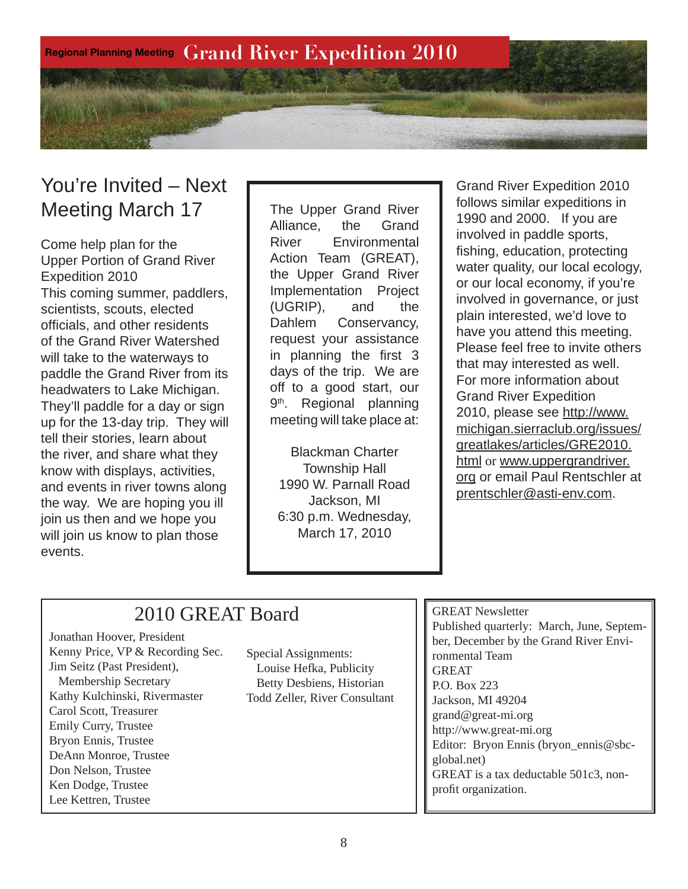Regional Planning Meeting **Grand River Expedition 2010**

## You're Invited – Next Meeting March 17

Come help plan for the Upper Portion of Grand River Expedition 2010
This coming summer, paddlers, scientists, scouts, elected officials, and other residents of the Grand River Watershed will take to the waterways to paddle the Grand River from its headwaters to Lake Michigan. They'll paddle for a day or sign up for the 13-day trip. They will tell their stories, learn about the river, and share what they know with displays, activities, and events in river towns along the way. We are hoping you ill join us then and we hope you will join us know to plan those events.

The Upper Grand River Alliance, the Grand River Environmental Action Team (GREAT), the Upper Grand River Implementation Project (UGRIP), and the Dahlem Conservancy, request your assistance in planning the first 3 days of the trip. We are off to a good start, our 9th. Regional planning meeting will take place at:

Blackman Charter Township Hall
1990 W. Parnall Road
Jackson, MI
6:30 p.m. Wednesday, March 17, 2010

Grand River Expedition 2010 follows similar expeditions in 1990 and 2000. If you are involved in paddle sports, fishing, education, protecting water quality, our local ecology, or our local economy, if you're involved in governance, or just plain interested, we'd love to have you attend this meeting. Please feel free to invite others that may interested as well. For more information about Grand River Expedition 2010, please see http://www.michigan.sierraclub.org/issues/greatlakes/articles/GRE2010.html or www.uppergrandriver.org or email Paul Rentschler at prentschler@asti-env.com.

## 2010 GREAT Board

Jonathan Hoover, President
Kenny Price, VP & Recording Sec.
Jim Seitz (Past President), Membership Secretary
Kathy Kulchinski, Rivermaster
Carol Scott, Treasurer
Emily Curry, Trustee
Bryon Ennis, Trustee
DeAnn Monroe, Trustee
Don Nelson, Trustee
Ken Dodge, Trustee
Lee Kettren, Trustee

Special Assignments:
Louise Hefka, Publicity
Betty Desbiens, Historian
Todd Zeller, River Consultant

GREAT Newsletter
Published quarterly: March, June, September, December by the Grand River Environmental Team
GREAT
P.O. Box 223
Jackson, MI 49204
grand@great-mi.org
http://www.great-mi.org
Editor: Bryon Ennis (bryon_ennis@sbcglobal.net)
GREAT is a tax deductable 501c3, non-profit organization.